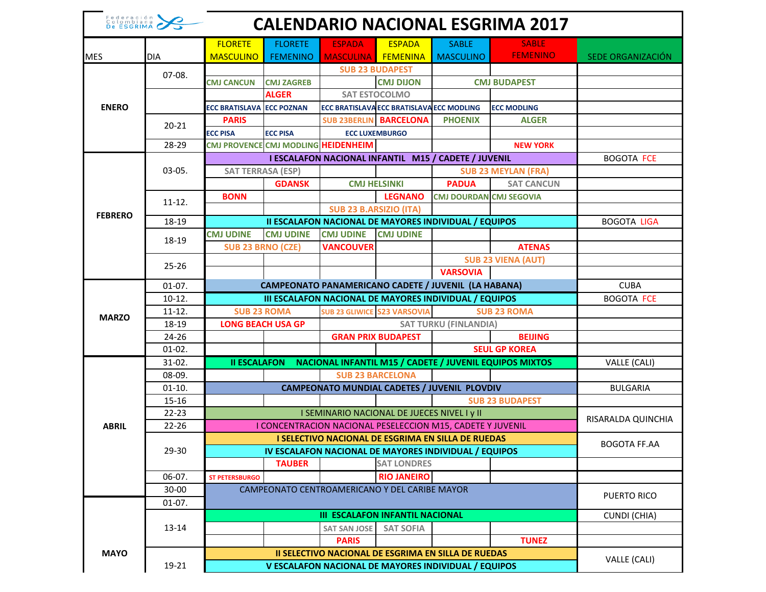# CALENDARIO NACIONAL ESGRIMA 2017

| MES | DIA | FLORETE MASCULINO | FLORETE FEMENINO | ESPADA MASCULINA | ESPADA FEMENINA | SABLE MASCULINO | SABLE FEMENINO | SEDE ORGANIZACIÓN |
|---|---|---|---|---|---|---|---|---|
| ENERO | 07-08. | | | SUB 23 BUDAPEST | | | | |
| | | CMJ CANCUN | CMJ ZAGREB | | CMJ DIJON | CMJ BUDAPEST | | |
| | | | ALGER | SAT ESTOCOLMO | | | | |
| | | ECC BRATISLAVA | ECC POZNAN | ECC BRATISLAVA | ECC BRATISLAVA | ECC MODLING | ECC MODLING | |
| | 20-21 | PARIS | | SUB 23BERLIN | BARCELONA | PHOENIX | ALGER | |
| | | ECC PISA | ECC PISA | ECC LUXEMBURGO | | | | |
| | 28-29 | CMJ PROVENCE | CMJ MODLING | HEIDENHEIM | | | NEW YORK | |
| FEBRERO | 03-05. | I ESCALAFON NACIONAL INFANTIL M15 / CADETE / JUVENIL | | | | | | BOGOTA FCE |
| | | SAT TERRASA (ESP) | | | | SUB 23 MEYLAN (FRA) | | |
| | | | GDANSK | CMJ HELSINKI | | PADUA | SAT CANCUN | |
| | 11-12. | BONN | | | LEGNANO | CMJ DOURDAN | CMJ SEGOVIA | |
| | | | | SUB 23 B.ARSIZIO (ITA) | | | | |
| | 18-19 | II ESCALAFON NACIONAL DE MAYORES INDIVIDUAL / EQUIPOS | | | | | | BOGOTA LIGA |
| | 18-19 | CMJ UDINE | CMJ UDINE | CMJ UDINE | CMJ UDINE | | | |
| | | SUB 23 BRNO (CZE) | | VANCOUVER | | | ATENAS | |
| | 25-26 | | | | | SUB 23 VIENA (AUT) | | |
| | | | | | | VARSOVIA | | |
| MARZO | 01-07. | CAMPEONATO PANAMERICANO CADETE / JUVENIL (LA HABANA) | | | | | | CUBA |
| | 10-12. | III ESCALAFON NACIONAL DE MAYORES INDIVIDUAL / EQUIPOS | | | | | | BOGOTA FCE |
| | 11-12. | SUB 23 ROMA | | SUB 23 GLIWICE | S23 VARSOVIA | SUB 23 ROMA | | |
| | 18-19 | LONG BEACH USA GP | | SAT TURKU (FINLANDIA) | | | | |
| | 24-26 | | | GRAN PRIX BUDAPEST | | | BEIJING | |
| | 01-02. | | | | | SEUL GP KOREA | | |
| ABRIL | 31-02. | II ESCALAFON NACIONAL INFANTIL M15 / CADETE / JUVENIL EQUIPOS MIXTOS | | | | | | VALLE (CALI) |
| | 08-09. | | | SUB 23 BARCELONA | | | | |
| | 01-10. | CAMPEONATO MUNDIAL CADETES / JUVENIL PLOVDIV | | | | | | BULGARIA |
| | 15-16 | | | | | | SUB 23 BUDAPEST | |
| | 22-23 | I SEMINARIO NACIONAL DE JUECES NIVEL I y II | | | | | | RISARALDA QUINCHIA |
| | 22-26 | I CONCENTRACION NACIONAL PESELECCION M15, CADETE Y JUVENIL | | | | | | |
| | 29-30 | I SELECTIVO NACIONAL DE ESGRIMA EN SILLA DE RUEDAS | | | | | | BOGOTA FF.AA |
| | | IV ESCALAFON NACIONAL DE MAYORES INDIVIDUAL / EQUIPOS | | | | | | |
| | | | TAUBER | | SAT LONDRES | | | |
| | 06-07. | ST PETERSBURGO | | | RIO JANEIRO | | | |
| | 30-00 | CAMPEONATO CENTROAMERICANO Y DEL CARIBE MAYOR | | | | | | PUERTO RICO |
| MAYO | 01-07. | | | | | | | |
| | 13-14 | III ESCALAFON INFANTIL NACIONAL | | | | | | CUNDI (CHIA) |
| | | | | SAT SAN JOSE | SAT SOFIA | | | |
| | | | | PARIS | | | TUNEZ | |
| | 19-21 | II SELECTIVO NACIONAL DE ESGRIMA EN SILLA DE RUEDAS | | | | | | VALLE (CALI) |
| | | V ESCALAFON NACIONAL DE MAYORES INDIVIDUAL / EQUIPOS | | | | | | |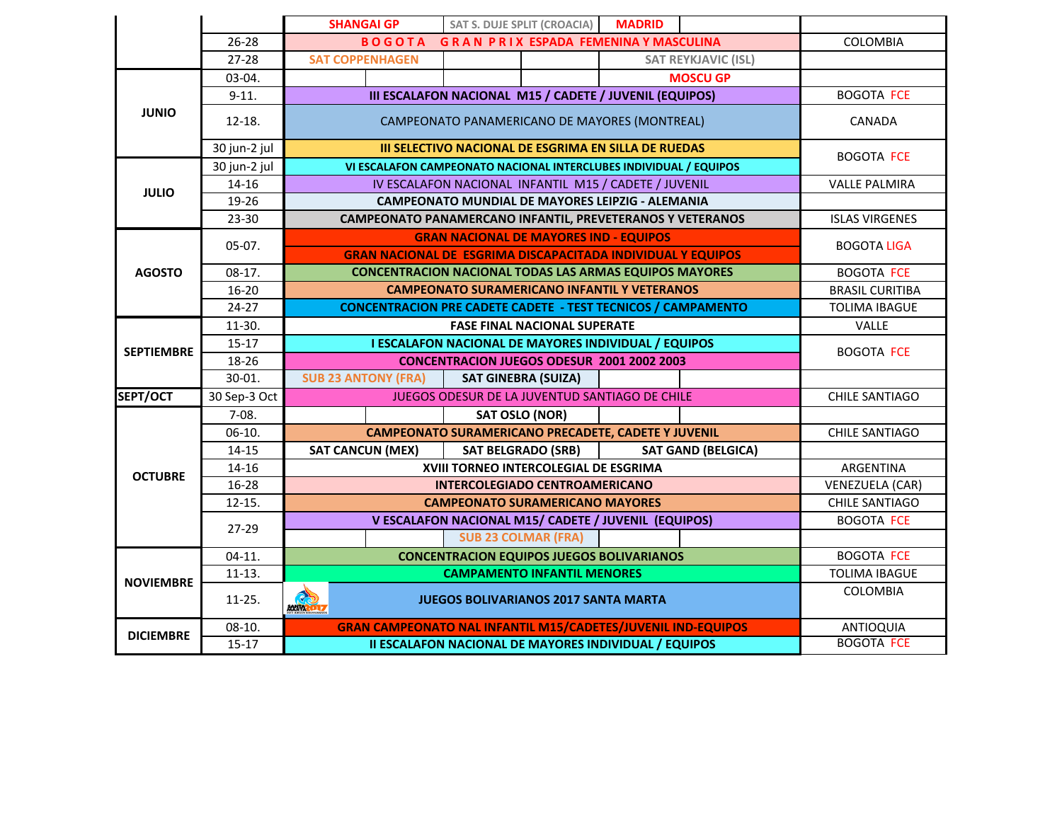| | | | | | | | |
|---|---|---|---|---|---|---|---|
| | | SHANGAI GP | | SAT S. DUJE SPLIT (CROACIA) | MADRID | | |
| | 26-28 | B O G O T A G R A N P R I X ESPADA FEMENINA Y MASCULINA | | | | | COLOMBIA |
| | 27-28 | SAT COPPENHAGEN | | | SAT REYKJAVIC (ISL) | | |
| JUNIO | 03-04. | | | | MOSCU GP | | |
| | 9-11. | III ESCALAFON NACIONAL M15 / CADETE / JUVENIL (EQUIPOS) | | | | | BOGOTA FCE |
| | 12-18. | CAMPEONATO PANAMERICANO DE MAYORES (MONTREAL) | | | | | CANADA |
| | 30 jun-2 jul | III SELECTIVO NACIONAL DE ESGRIMA EN SILLA DE RUEDAS | | | | | BOGOTA FCE |
| JULIO | 30 jun-2 jul | VI ESCALAFON CAMPEONATO NACIONAL INTERCLUBES INDIVIDUAL / EQUIPOS | | | | | |
| | 14-16 | IV ESCALAFON NACIONAL INFANTIL M15 / CADETE / JUVENIL | | | | | VALLE PALMIRA |
| | 19-26 | CAMPEONATO MUNDIAL DE MAYORES LEIPZIG - ALEMANIA | | | | | |
| | 23-30 | CAMPEONATO PANAMERCANO INFANTIL, PREVETERANOS Y VETERANOS | | | | | ISLAS VIRGENES |
| AGOSTO | 05-07. | GRAN NACIONAL DE MAYORES IND - EQUIPOS | | | | | BOGOTA LIGA |
| | | GRAN NACIONAL DE ESGRIMA DISCAPACITADA INDIVIDUAL Y EQUIPOS | | | | | |
| | 08-17. | CONCENTRACION NACIONAL TODAS LAS ARMAS EQUIPOS MAYORES | | | | | BOGOTA FCE |
| | 16-20 | CAMPEONATO SURAMERICANO INFANTIL Y VETERANOS | | | | | BRASIL CURITIBA |
| | 24-27 | CONCENTRACION PRE CADETE CADETE - TEST TECNICOS / CAMPAMENTO | | | | | TOLIMA IBAGUE |
| SEPTIEMBRE | 11-30. | FASE FINAL NACIONAL SUPERATE | | | | | VALLE |
| | 15-17 | I ESCALAFON NACIONAL DE MAYORES INDIVIDUAL / EQUIPOS | | | | | BOGOTA FCE |
| | 18-26 | CONCENTRACION JUEGOS ODESUR 2001 2002 2003 | | | | | |
| | 30-01. | SUB 23 ANTONY (FRA) | | SAT GINEBRA (SUIZA) | | | |
| SEPT/OCT | 30 Sep-3 Oct | JUEGOS ODESUR DE LA JUVENTUD SANTIAGO DE CHILE | | | | | CHILE SANTIAGO |
| OCTUBRE | 7-08. | | | SAT OSLO (NOR) | | | |
| | 06-10. | CAMPEONATO SURAMERICANO PRECADETE, CADETE Y JUVENIL | | | | | CHILE SANTIAGO |
| | 14-15 | SAT CANCUN (MEX) | | SAT BELGRADO (SRB) | SAT GAND (BELGICA) | | |
| | 14-16 | XVIII TORNEO INTERCOLEGIAL DE ESGRIMA | | | | | ARGENTINA |
| | 16-28 | INTERCOLEGIADO CENTROAMERICANO | | | | | VENEZUELA (CAR) |
| | 12-15. | CAMPEONATO SURAMERICANO MAYORES | | | | | CHILE SANTIAGO |
| | 27-29 | V ESCALAFON NACIONAL M15/ CADETE / JUVENIL (EQUIPOS) | | | | | BOGOTA FCE |
| | | | | SUB 23 COLMAR (FRA) | | | |
| NOVIEMBRE | 04-11. | CONCENTRACION EQUIPOS JUEGOS BOLIVARIANOS | | | | | BOGOTA FCE |
| | 11-13. | CAMPAMENTO INFANTIL MENORES | | | | | TOLIMA IBAGUE |
| | 11-25. | JUEGOS BOLIVARIANOS 2017 SANTA MARTA | | | | | COLOMBIA |
| DICIEMBRE | 08-10. | GRAN CAMPEONATO NAL INFANTIL M15/CADETES/JUVENIL IND-EQUIPOS | | | | | ANTIOQUIA |
| | 15-17 | II ESCALAFON NACIONAL DE MAYORES INDIVIDUAL / EQUIPOS | | | | | BOGOTA FCE |